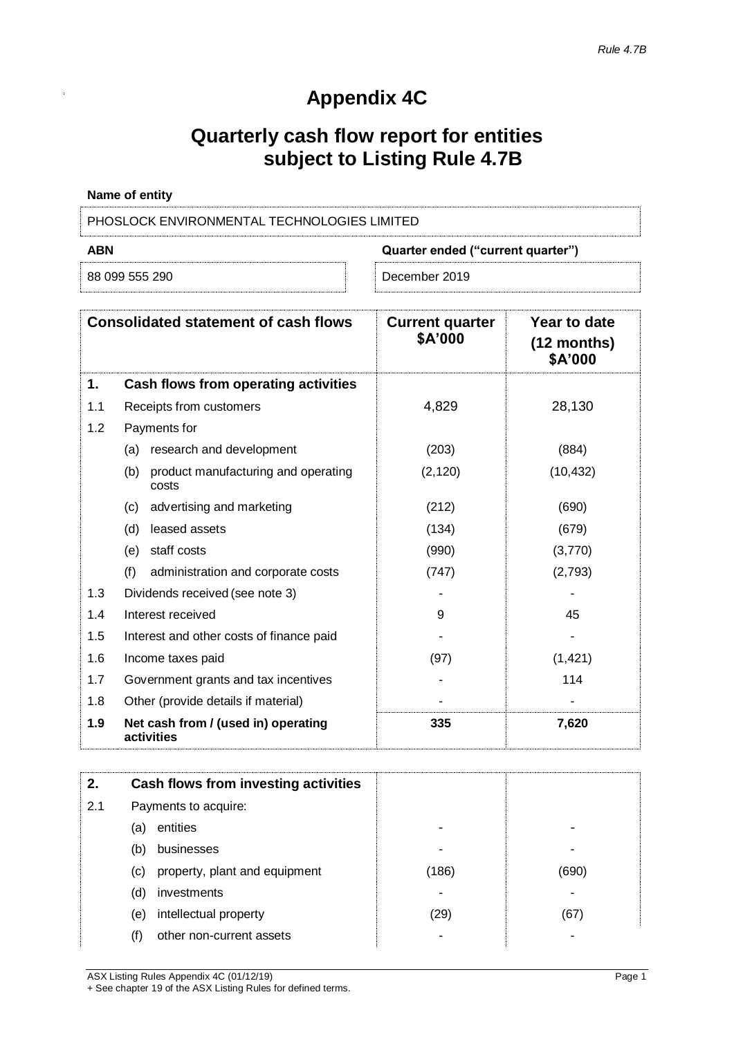# Appendix 4C

# Quarterly cash flow report for entities subject to Listing Rule 4.7B

**Name of entity**

PHOSLOCK ENVIRONMENTAL TECHNOLOGIES LIMITED

| ABN | Quarter ended ("current quarter") |
|---|---|
| 88 099 555 290 | December 2019 |

| Consolidated statement of cash flows | | Current quarter $A'000 | Year to date (12 months) $A'000 |
|---|---|---|---|
| **1.** | **Cash flows from operating activities** | | |
| 1.1 | Receipts from customers | 4,829 | 28,130 |
| 1.2 | Payments for | | |
| | (a) research and development | (203) | (884) |
| | (b) product manufacturing and operating costs | (2,120) | (10,432) |
| | (c) advertising and marketing | (212) | (690) |
| | (d) leased assets | (134) | (679) |
| | (e) staff costs | (990) | (3,770) |
| | (f) administration and corporate costs | (747) | (2,793) |
| 1.3 | Dividends received (see note 3) | - | - |
| 1.4 | Interest received | 9 | 45 |
| 1.5 | Interest and other costs of finance paid | - | - |
| 1.6 | Income taxes paid | (97) | (1,421) |
| 1.7 | Government grants and tax incentives | - | 114 |
| 1.8 | Other (provide details if material) | - | - |
| **1.9** | **Net cash from / (used in) operating activities** | **335** | **7,620** |

| | | | |
|---|---|---|---|
| **2.** | **Cash flows from investing activities** | | |
| 2.1 | Payments to acquire: | | |
| | (a) entities | - | - |
| | (b) businesses | - | - |
| | (c) property, plant and equipment | (186) | (690) |
| | (d) investments | - | - |
| | (e) intellectual property | (29) | (67) |
| | (f) other non-current assets | - | - |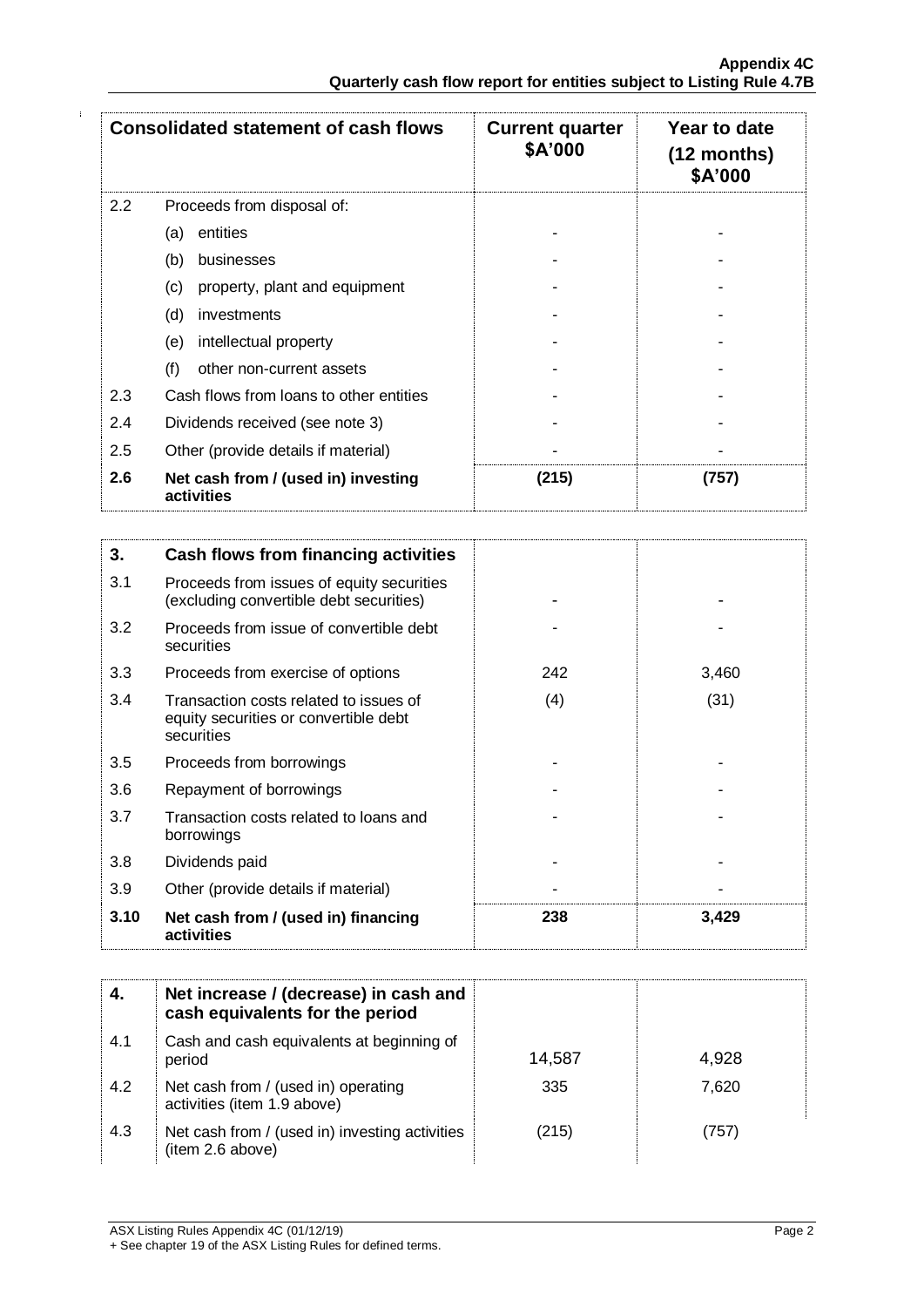| Consolidated statement of cash flows | | Current quarter $A'000 | Year to date (12 months) $A'000 |
|---|---|---|---|
| 2.2 | Proceeds from disposal of: | | |
| | (a) entities | - | - |
| | (b) businesses | - | - |
| | (c) property, plant and equipment | - | - |
| | (d) investments | - | - |
| | (e) intellectual property | - | - |
| | (f) other non-current assets | - | - |
| 2.3 | Cash flows from loans to other entities | - | - |
| 2.4 | Dividends received (see note 3) | - | - |
| 2.5 | Other (provide details if material) | - | - |
| **2.6** | **Net cash from / (used in) investing activities** | **(215)** | **(757)** |

| **3.** | **Cash flows from financing activities** | | |
|---|---|---|---|
| 3.1 | Proceeds from issues of equity securities (excluding convertible debt securities) | - | - |
| 3.2 | Proceeds from issue of convertible debt securities | - | - |
| 3.3 | Proceeds from exercise of options | 242 | 3,460 |
| 3.4 | Transaction costs related to issues of equity securities or convertible debt securities | (4) | (31) |
| 3.5 | Proceeds from borrowings | - | - |
| 3.6 | Repayment of borrowings | - | - |
| 3.7 | Transaction costs related to loans and borrowings | - | - |
| 3.8 | Dividends paid | - | - |
| 3.9 | Other (provide details if material) | - | - |
| **3.10** | **Net cash from / (used in) financing activities** | **238** | **3,429** |

| **4.** | **Net increase / (decrease) in cash and cash equivalents for the period** | | |
|---|---|---|---|
| 4.1 | Cash and cash equivalents at beginning of period | 14,587 | 4,928 |
| 4.2 | Net cash from / (used in) operating activities (item 1.9 above) | 335 | 7,620 |
| 4.3 | Net cash from / (used in) investing activities (item 2.6 above) | (215) | (757) |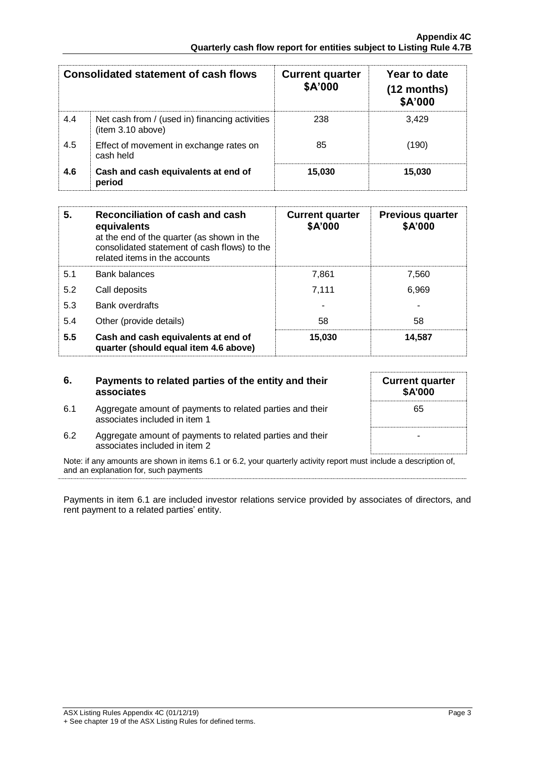| Consolidated statement of cash flows | | Current quarter $A'000 | Year to date (12 months) $A'000 |
|---|---|---|---|
| 4.4 | Net cash from / (used in) financing activities (item 3.10 above) | 238 | 3,429 |
| 4.5 | Effect of movement in exchange rates on cash held | 85 | (190) |
| **4.6** | **Cash and cash equivalents at end of period** | **15,030** | **15,030** |

| **5.** | **Reconciliation of cash and cash equivalents** at the end of the quarter (as shown in the consolidated statement of cash flows) to the related items in the accounts | **Current quarter $A'000** | **Previous quarter $A'000** |
|---|---|---|---|
| 5.1 | Bank balances | 7,861 | 7,560 |
| 5.2 | Call deposits | 7,111 | 6,969 |
| 5.3 | Bank overdrafts | - | - |
| 5.4 | Other (provide details) | 58 | 58 |
| **5.5** | **Cash and cash equivalents at end of quarter (should equal item 4.6 above)** | **15,030** | **14,587** |

| **6.** | **Payments to related parties of the entity and their associates** | **Current quarter $A'000** |
|---|---|---|
| 6.1 | Aggregate amount of payments to related parties and their associates included in item 1 | 65 |
| 6.2 | Aggregate amount of payments to related parties and their associates included in item 2 | - |

Note: if any amounts are shown in items 6.1 or 6.2, your quarterly activity report must include a description of, and an explanation for, such payments

Payments in item 6.1 are included investor relations service provided by associates of directors, and rent payment to a related parties' entity.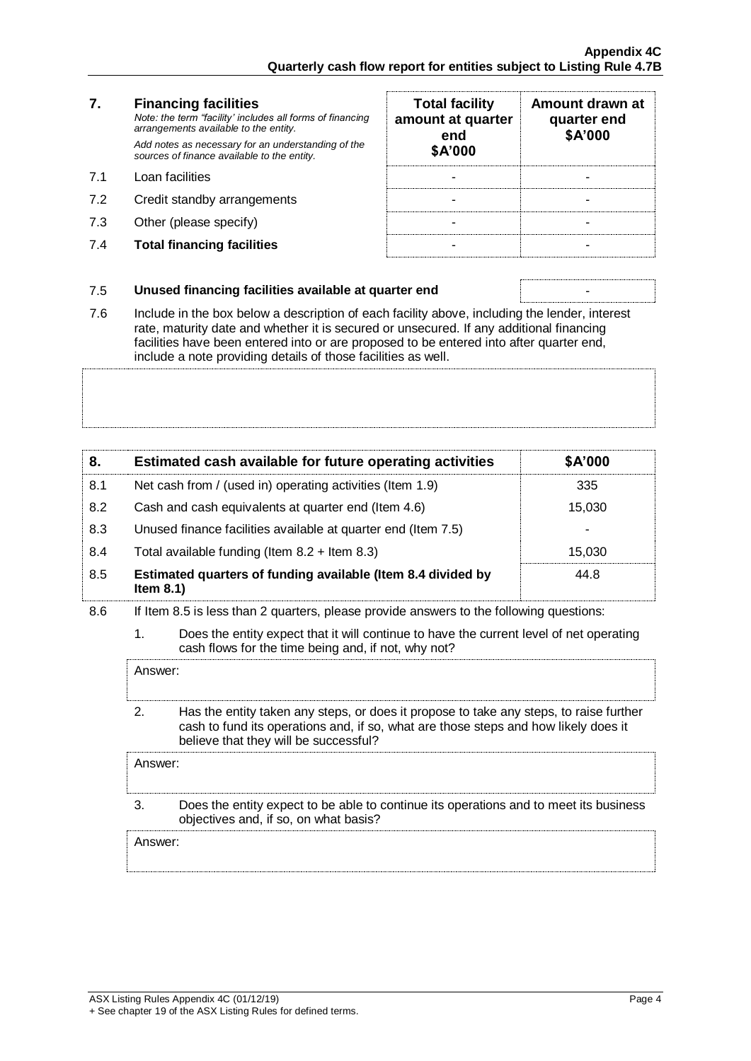| 7. | **Financing facilities**<br>*Note: the term "facility' includes all forms of financing arrangements available to the entity.*<br>*Add notes as necessary for an understanding of the sources of finance available to the entity.* | **Total facility amount at quarter end $A'000** | **Amount drawn at quarter end $A'000** |
|---|---|---|---|
| 7.1 | Loan facilities | - | - |
| 7.2 | Credit standby arrangements | - | - |
| 7.3 | Other (please specify) | - | - |
| 7.4 | **Total financing facilities** | - | - |

| 7.5 | **Unused financing facilities available at quarter end** | - |
|---|---|---|

7.6 Include in the box below a description of each facility above, including the lender, interest rate, maturity date and whether it is secured or unsecured. If any additional financing facilities have been entered into or are proposed to be entered into after quarter end, include a note providing details of those facilities as well.

| 8. | **Estimated cash available for future operating activities** | **$A'000** |
|---|---|---|
| 8.1 | Net cash from / (used in) operating activities (Item 1.9) | 335 |
| 8.2 | Cash and cash equivalents at quarter end (Item 4.6) | 15,030 |
| 8.3 | Unused finance facilities available at quarter end (Item 7.5) | - |
| 8.4 | Total available funding (Item 8.2 + Item 8.3) | 15,030 |
| 8.5 | **Estimated quarters of funding available (Item 8.4 divided by Item 8.1)** | 44.8 |

8.6 If Item 8.5 is less than 2 quarters, please provide answers to the following questions:

1. Does the entity expect that it will continue to have the current level of net operating cash flows for the time being and, if not, why not?

Answer:

2. Has the entity taken any steps, or does it propose to take any steps, to raise further cash to fund its operations and, if so, what are those steps and how likely does it believe that they will be successful?

Answer:

3. Does the entity expect to be able to continue its operations and to meet its business objectives and, if so, on what basis?

Answer: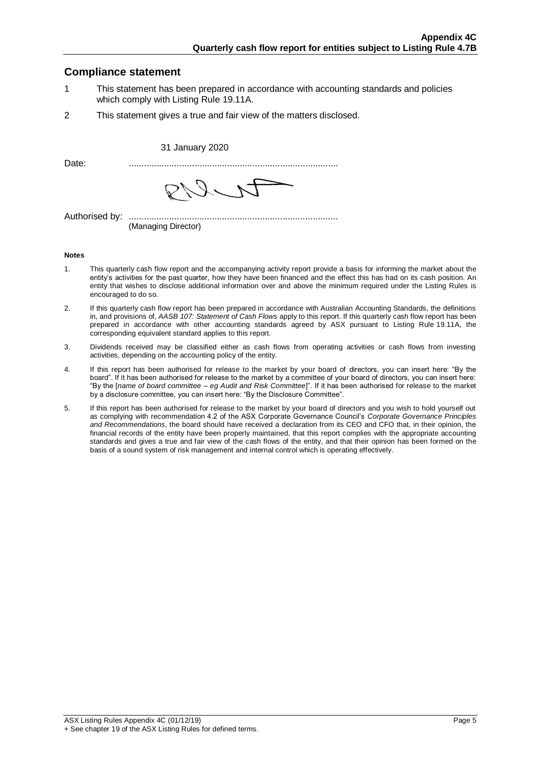## Compliance statement

1. This statement has been prepared in accordance with accounting standards and policies which comply with Listing Rule 19.11A.
2. This statement gives a true and fair view of the matters disclosed.

Date: 31 January 2020

Authorised by: ..................................................................................
(Managing Director)

**Notes**

1. This quarterly cash flow report and the accompanying activity report provide a basis for informing the market about the entity's activities for the past quarter, how they have been financed and the effect this has had on its cash position. An entity that wishes to disclose additional information over and above the minimum required under the Listing Rules is encouraged to do so.
2. If this quarterly cash flow report has been prepared in accordance with Australian Accounting Standards, the definitions in, and provisions of, *AASB 107: Statement of Cash Flows* apply to this report. If this quarterly cash flow report has been prepared in accordance with other accounting standards agreed by ASX pursuant to Listing Rule 19.11A, the corresponding equivalent standard applies to this report.
3. Dividends received may be classified either as cash flows from operating activities or cash flows from investing activities, depending on the accounting policy of the entity.
4. If this report has been authorised for release to the market by your board of directors, you can insert here: "By the board". If it has been authorised for release to the market by a committee of your board of directors, you can insert here: "By the [*name of board committee – eg Audit and Risk Committee*]". If it has been authorised for release to the market by a disclosure committee, you can insert here: "By the Disclosure Committee".
5. If this report has been authorised for release to the market by your board of directors and you wish to hold yourself out as complying with recommendation 4.2 of the ASX Corporate Governance Council's *Corporate Governance Principles and Recommendations*, the board should have received a declaration from its CEO and CFO that, in their opinion, the financial records of the entity have been properly maintained, that this report complies with the appropriate accounting standards and gives a true and fair view of the cash flows of the entity, and that their opinion has been formed on the basis of a sound system of risk management and internal control which is operating effectively.

+ See chapter 19 of the ASX Listing Rules for defined terms.